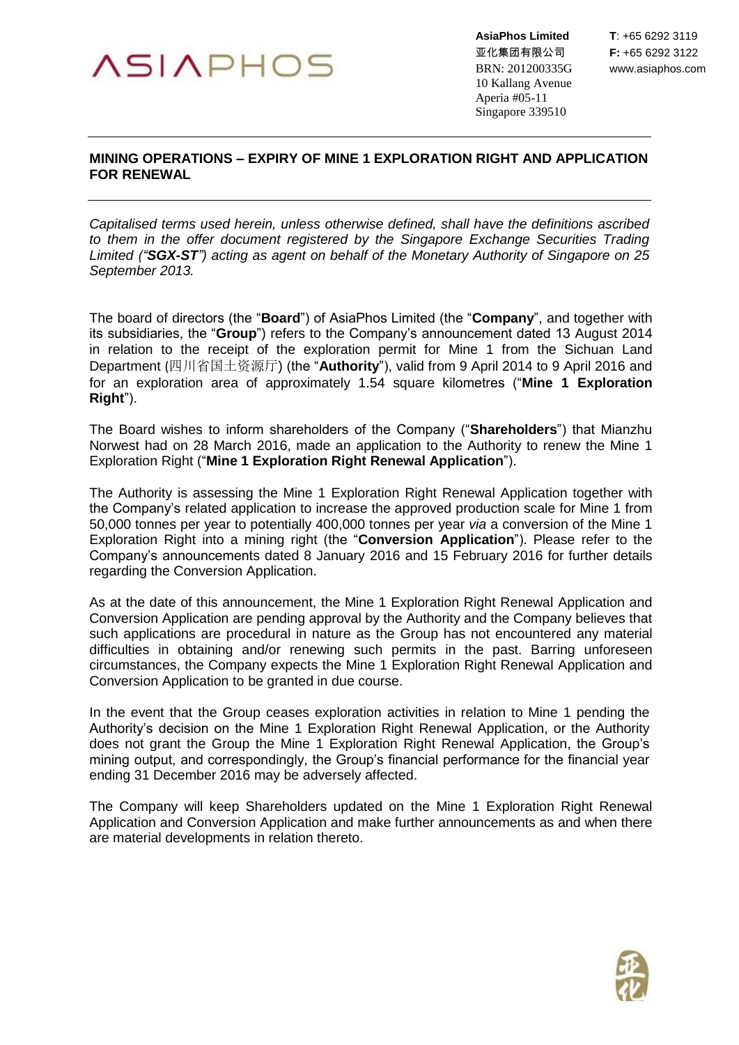ASIAPHOS

**AsiaPhos Limited**
**亚化集团有限公司**
BRN: 201200335G
10 Kallang Avenue
Aperia #05-11
Singapore 339510

**T**: +65 6292 3119
**F:** +65 6292 3122
www.asiaphos.com

## MINING OPERATIONS – EXPIRY OF MINE 1 EXPLORATION RIGHT AND APPLICATION FOR RENEWAL

*Capitalised terms used herein, unless otherwise defined, shall have the definitions ascribed to them in the offer document registered by the Singapore Exchange Securities Trading Limited ("**SGX-ST**") acting as agent on behalf of the Monetary Authority of Singapore on 25 September 2013.*

The board of directors (the "**Board**") of AsiaPhos Limited (the "**Company**", and together with its subsidiaries, the "**Group**") refers to the Company's announcement dated 13 August 2014 in relation to the receipt of the exploration permit for Mine 1 from the Sichuan Land Department (四川省国土资源厅) (the "**Authority**"), valid from 9 April 2014 to 9 April 2016 and for an exploration area of approximately 1.54 square kilometres ("**Mine 1 Exploration Right**").

The Board wishes to inform shareholders of the Company ("**Shareholders**") that Mianzhu Norwest had on 28 March 2016, made an application to the Authority to renew the Mine 1 Exploration Right ("**Mine 1 Exploration Right Renewal Application**").

The Authority is assessing the Mine 1 Exploration Right Renewal Application together with the Company's related application to increase the approved production scale for Mine 1 from 50,000 tonnes per year to potentially 400,000 tonnes per year *via* a conversion of the Mine 1 Exploration Right into a mining right (the "**Conversion Application**"). Please refer to the Company's announcements dated 8 January 2016 and 15 February 2016 for further details regarding the Conversion Application.

As at the date of this announcement, the Mine 1 Exploration Right Renewal Application and Conversion Application are pending approval by the Authority and the Company believes that such applications are procedural in nature as the Group has not encountered any material difficulties in obtaining and/or renewing such permits in the past. Barring unforeseen circumstances, the Company expects the Mine 1 Exploration Right Renewal Application and Conversion Application to be granted in due course.

In the event that the Group ceases exploration activities in relation to Mine 1 pending the Authority's decision on the Mine 1 Exploration Right Renewal Application, or the Authority does not grant the Group the Mine 1 Exploration Right Renewal Application, the Group's mining output, and correspondingly, the Group's financial performance for the financial year ending 31 December 2016 may be adversely affected.

The Company will keep Shareholders updated on the Mine 1 Exploration Right Renewal Application and Conversion Application and make further announcements as and when there are material developments in relation thereto.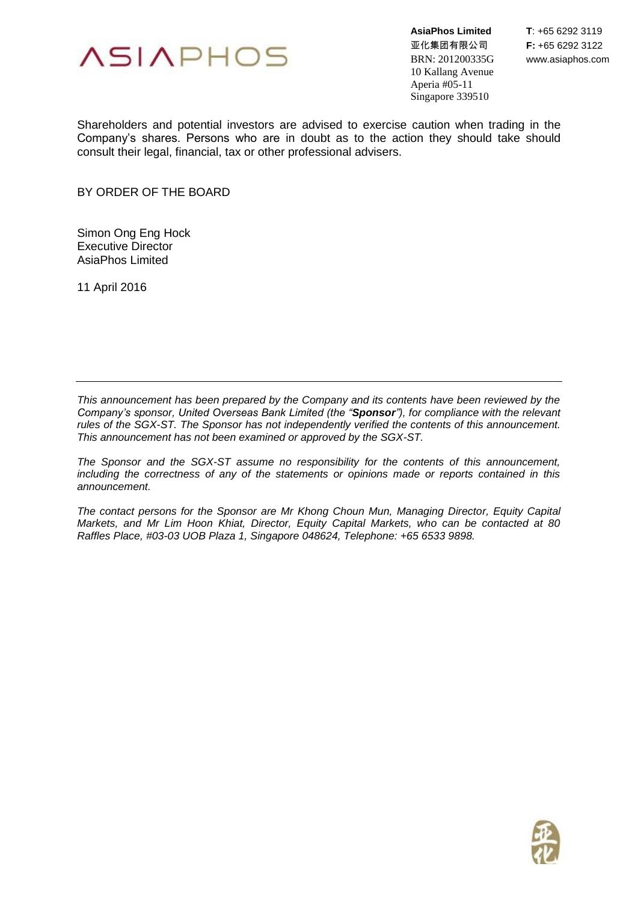**AsiaPhos Limited**
亚化集团有限公司
BRN: 201200335G
10 Kallang Avenue
Aperia #05-11
Singapore 339510

**T**: +65 6292 3119
**F:** +65 6292 3122
www.asiaphos.com

Shareholders and potential investors are advised to exercise caution when trading in the Company's shares. Persons who are in doubt as to the action they should take should consult their legal, financial, tax or other professional advisers.

BY ORDER OF THE BOARD

Simon Ong Eng Hock
Executive Director
AsiaPhos Limited

11 April 2016

---

*This announcement has been prepared by the Company and its contents have been reviewed by the Company's sponsor, United Overseas Bank Limited (the "**Sponsor**"), for compliance with the relevant rules of the SGX-ST. The Sponsor has not independently verified the contents of this announcement. This announcement has not been examined or approved by the SGX-ST.*

*The Sponsor and the SGX-ST assume no responsibility for the contents of this announcement, including the correctness of any of the statements or opinions made or reports contained in this announcement.*

*The contact persons for the Sponsor are Mr Khong Choun Mun, Managing Director, Equity Capital Markets, and Mr Lim Hoon Khiat, Director, Equity Capital Markets, who can be contacted at 80 Raffles Place, #03-03 UOB Plaza 1, Singapore 048624, Telephone: +65 6533 9898.*